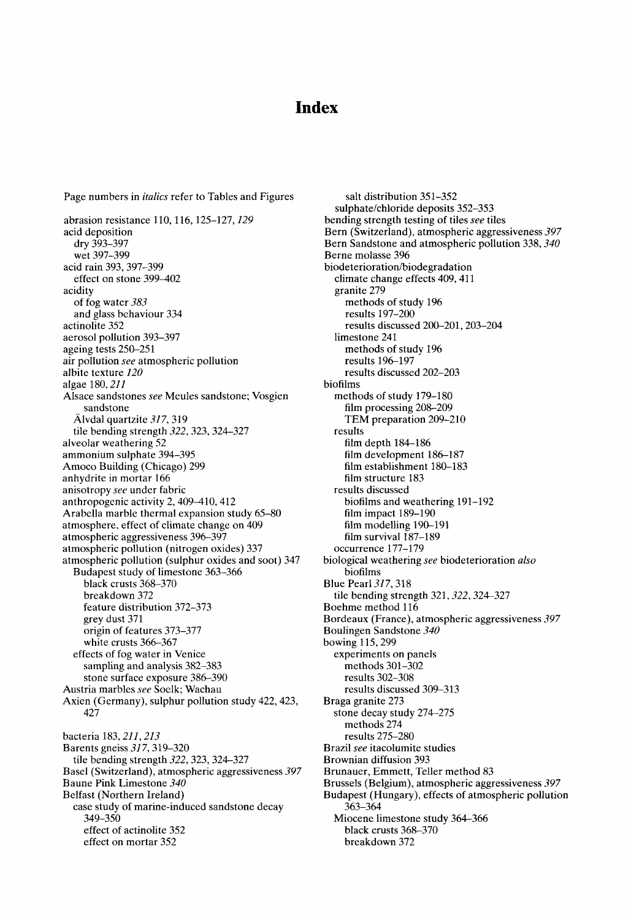# Index

Page numbers in *italics* refer to Tables and Figures

abrasion resistance 110, 116, 125–127, *129*
acid deposition
  dry 393–397
  wet 397–399
acid rain 393, 397–399
  effect on stone 399–402
acidity
  of fog water *383*
  and glass behaviour 334
actinolite 352
aerosol pollution 393–397
ageing tests 250–251
air pollution *see* atmospheric pollution
albite texture *120*
algae 180, *211*
Alsace sandstones *see* Meules sandstone; Vosgien sandstone
  Älvdal quartzite *317*, 319
  tile bending strength *322*, 323, 324–327
alveolar weathering 52
ammonium sulphate 394–395
Amoco Building (Chicago) 299
anhydrite in mortar 166
anisotropy *see* under fabric
anthropogenic activity 2, 409–410, 412
Arabella marble thermal expansion study 65–80
atmosphere, effect of climate change on 409
atmospheric aggressiveness 396–397
atmospheric pollution (nitrogen oxides) 337
atmospheric pollution (sulphur oxides and soot) 347
  Budapest study of limestone 363–366
    black crusts 368–370
    breakdown 372
    feature distribution 372–373
    grey dust 371
    origin of features 373–377
    white crusts 366–367
  effects of fog water in Venice
    sampling and analysis 382–383
    stone surface exposure 386–390
Austria marbles *see* Soelk; Wachau
Axien (Germany), sulphur pollution study 422, 423, 427

bacteria 183, *211*, *213*
Barents gneiss *317*, 319–320
  tile bending strength *322*, 323, 324–327
Basel (Switzerland), atmospheric aggressiveness *397*
Baune Pink Limestone *340*
Belfast (Northern Ireland)
  case study of marine-induced sandstone decay 349–350
  effect of actinolite 352
  effect on mortar 352
  salt distribution 351–352
  sulphate/chloride deposits 352–353
bending strength testing of tiles *see* tiles
Bern (Switzerland), atmospheric aggressiveness *397*
Bern Sandstone and atmospheric pollution 338, *340*
Berne molasse 396
biodeterioration/biodegradation
  climate change effects 409, 411
  granite 279
    methods of study 196
    results 197–200
    results discussed 200–201, 203–204
  limestone 241
    methods of study 196
    results 196–197
    results discussed 202–203
biofilms
  methods of study 179–180
    film processing 208–209
    TEM preparation 209–210
  results
    film depth 184–186
    film development 186–187
    film establishment 180–183
    film structure 183
  results discussed
    biofilms and weathering 191–192
    film impact 189–190
    film modelling 190–191
    film survival 187–189
  occurrence 177–179
biological weathering *see* biodeterioration *also* biofilms
Blue Pearl *317*, 318
  tile bending strength 321, *322*, 324–327
Boehme method 116
Bordeaux (France), atmospheric aggressiveness *397*
Boulingen Sandstone *340*
bowing 115, 299
  experiments on panels
    methods 301–302
    results 302–308
    results discussed 309–313
Braga granite 273
  stone decay study 274–275
    methods 274
    results 275–280
Brazil *see* itacolumite studies
Brownian diffusion 393
Brunauer, Emmett, Teller method 83
Brussels (Belgium), atmospheric aggressiveness *397*
Budapest (Hungary), effects of atmospheric pollution 363–364
  Miocene limestone study 364–366
    black crusts 368–370
    breakdown 372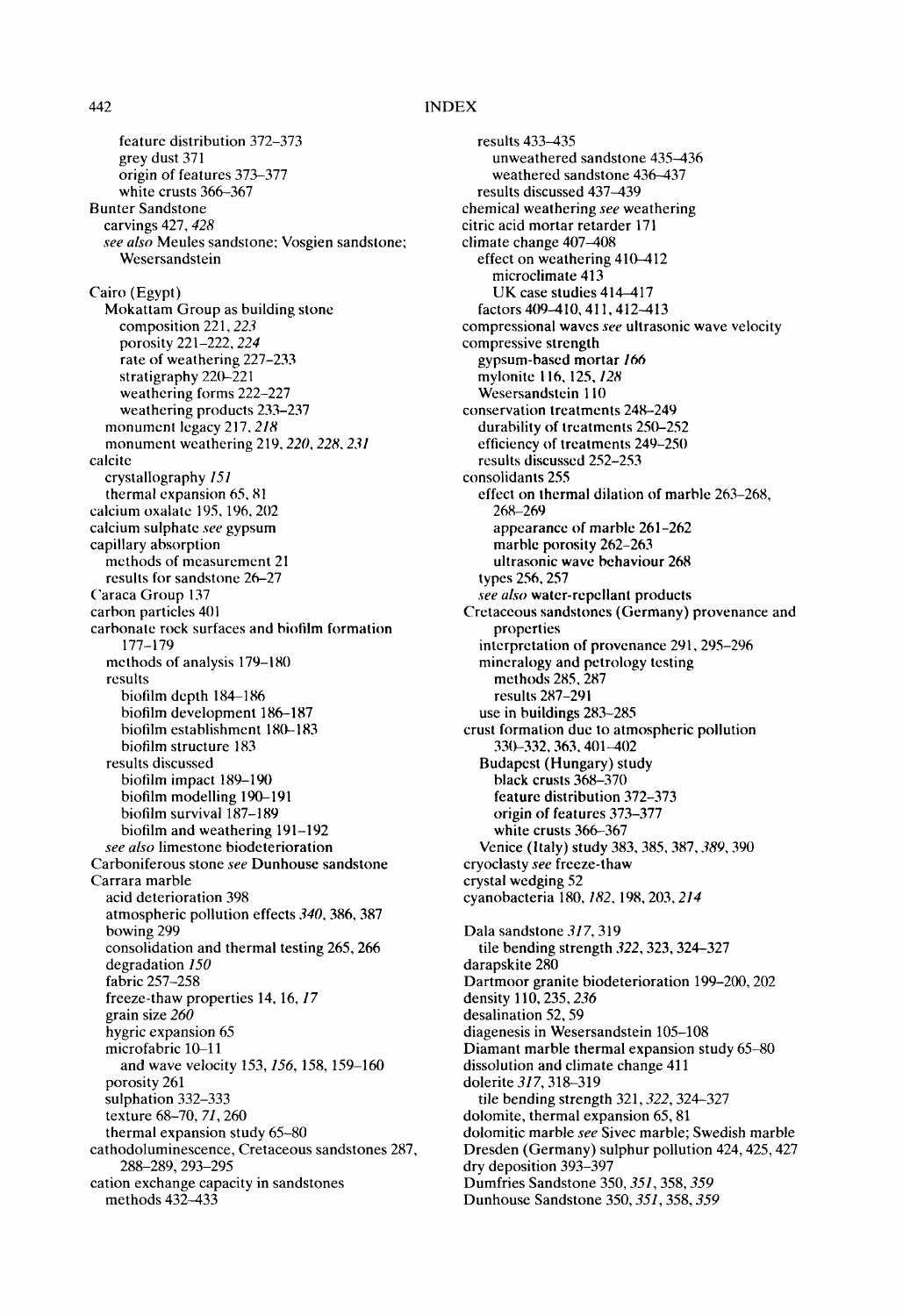feature distribution 372–373
grey dust 371
origin of features 373–377
white crusts 366–367

Bunter Sandstone
carvings 427, *428*
*see also* Meules sandstone; Vosgien sandstone; Wesersandstein

Cairo (Egypt)
Mokattam Group as building stone
composition 221, *223*
porosity 221–222, *224*
rate of weathering 227–233
stratigraphy 220–221
weathering forms 222–227
weathering products 233–237
monument legacy 217, *218*
monument weathering 219, *220*, *228*, *231*

calcite
crystallography *151*
thermal expansion 65, 81

calcium oxalate 195, 196, 202

calcium sulphate *see* gypsum

capillary absorption
methods of measurement 21
results for sandstone 26–27

Caraca Group 137

carbon particles 401

carbonate rock surfaces and biofilm formation 177–179
methods of analysis 179–180
results
biofilm depth 184–186
biofilm development 186–187
biofilm establishment 180–183
biofilm structure 183
results discussed
biofilm impact 189–190
biofilm modelling 190–191
biofilm survival 187–189
biofilm and weathering 191–192
*see also* limestone biodeterioration

Carboniferous stone *see* Dunhouse sandstone

Carrara marble
acid deterioration 398
atmospheric pollution effects *340*, 386, 387
bowing 299
consolidation and thermal testing 265, 266
degradation *150*
fabric 257–258
freeze-thaw properties 14, 16, *17*
grain size *260*
hygric expansion 65
microfabric 10–11
and wave velocity 153, *156*, 158, 159–160
porosity 261
sulphation 332–333
texture 68–70, *71*, 260
thermal expansion study 65–80

cathodoluminescence, Cretaceous sandstones 287, 288–289, 293–295

cation exchange capacity in sandstones
methods 432–433
results 433–435
unweathered sandstone 435–436
weathered sandstone 436–437
results discussed 437–439

chemical weathering *see* weathering

citric acid mortar retarder 171

climate change 407–408
effect on weathering 410–412
microclimate 413
UK case studies 414–417
factors 409–410, 411, 412–413

compressional waves *see* ultrasonic wave velocity

compressive strength
gypsum-based mortar *166*
mylonite 116, 125, *128*
Wesersandstein 110

conservation treatments 248–249
durability of treatments 250–252
efficiency of treatments 249–250
results discussed 252–253

consolidants 255
effect on thermal dilation of marble 263–268, 268–269
appearance of marble 261–262
marble porosity 262–263
ultrasonic wave behaviour 268
types 256, 257
*see also* water-repellant products

Cretaceous sandstones (Germany) provenance and properties
interpretation of provenance 291, 295–296
mineralogy and petrology testing
methods 285, 287
results 287–291
use in buildings 283–285

crust formation due to atmospheric pollution 330–332, 363, 401–402
Budapest (Hungary) study
black crusts 368–370
feature distribution 372–373
origin of features 373–377
white crusts 366–367
Venice (Italy) study 383, 385, 387, *389*, 390

cryoclasty *see* freeze-thaw

crystal wedging 52

cyanobacteria 180, *182*, 198, 203, *214*

Dala sandstone *317*, 319
tile bending strength *322*, 323, 324–327

darapskite 280

Dartmoor granite biodeterioration 199–200, 202

density 110, 235, *236*

desalination 52, 59

diagenesis in Wesersandstein 105–108

Diamant marble thermal expansion study 65–80

dissolution and climate change 411

dolerite *317*, 318–319
tile bending strength 321, *322*, 324–327

dolomite, thermal expansion 65, 81

dolomitic marble *see* Sivec marble; Swedish marble

Dresden (Germany) sulphur pollution 424, 425, 427

dry deposition 393–397

Dumfries Sandstone 350, *351*, 358, *359*

Dunhouse Sandstone 350, *351*, 358, *359*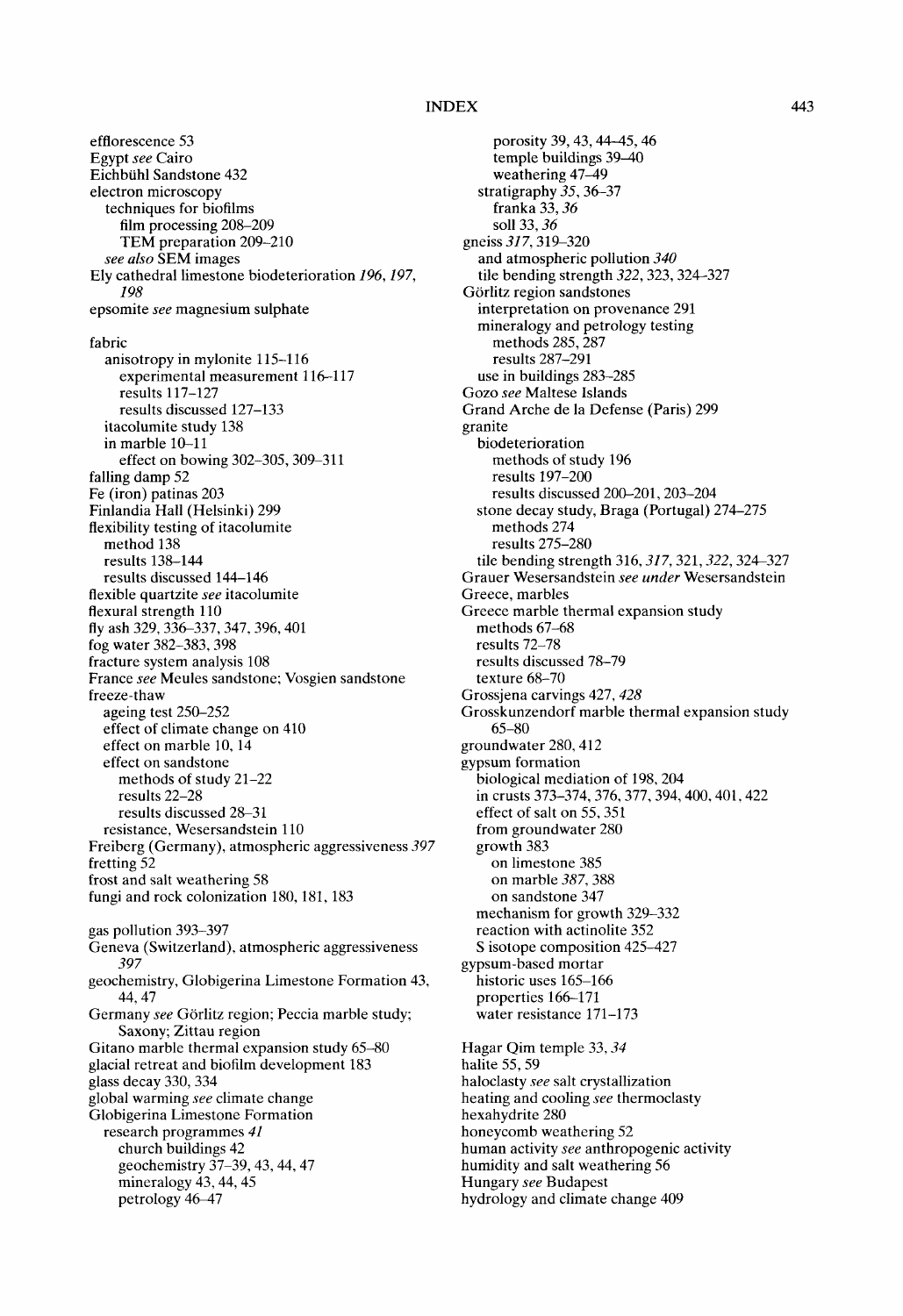efflorescence 53
Egypt *see* Cairo
Eichbühl Sandstone 432
electron microscopy
  techniques for biofilms
    film processing 208–209
    TEM preparation 209–210
  *see also* SEM images
Ely cathedral limestone biodeterioration *196*, *197*, *198*
epsomite *see* magnesium sulphate

fabric
  anisotropy in mylonite 115–116
    experimental measurement 116–117
    results 117–127
    results discussed 127–133
  itacolumite study 138
  in marble 10–11
    effect on bowing 302–305, 309–311
falling damp 52
Fe (iron) patinas 203
Finlandia Hall (Helsinki) 299
flexibility testing of itacolumite
  method 138
  results 138–144
  results discussed 144–146
flexible quartzite *see* itacolumite
flexural strength 110
fly ash 329, 336–337, 347, 396, 401
fog water 382–383, 398
fracture system analysis 108
France *see* Meules sandstone; Vosgien sandstone
freeze-thaw
  ageing test 250–252
  effect of climate change on 410
  effect on marble 10, 14
  effect on sandstone
    methods of study 21–22
    results 22–28
    results discussed 28–31
  resistance, Wesersandstein 110
Freiberg (Germany), atmospheric aggressiveness *397*
fretting 52
frost and salt weathering 58
fungi and rock colonization 180, 181, 183

gas pollution 393–397
Geneva (Switzerland), atmospheric aggressiveness *397*
geochemistry, Globigerina Limestone Formation 43, 44, 47
Germany *see* Görlitz region; Peccia marble study; Saxony; Zittau region
Gitano marble thermal expansion study 65–80
glacial retreat and biofilm development 183
glass decay 330, 334
global warming *see* climate change
Globigerina Limestone Formation
  research programmes *41*
    church buildings 42
    geochemistry 37–39, 43, 44, 47
    mineralogy 43, 44, 45
    petrology 46–47
    porosity 39, 43, 44–45, 46
    temple buildings 39–40
    weathering 47–49
  stratigraphy *35*, 36–37
    franka 33, *36*
    soll 33, *36*
gneiss *317*, 319–320
  and atmospheric pollution *340*
  tile bending strength *322*, 323, 324–327
Görlitz region sandstones
  interpretation on provenance 291
  mineralogy and petrology testing
    methods 285, 287
    results 287–291
  use in buildings 283–285
Gozo *see* Maltese Islands
Grand Arche de la Defense (Paris) 299
granite
  biodeterioration
    methods of study 196
    results 197–200
    results discussed 200–201, 203–204
  stone decay study, Braga (Portugal) 274–275
    methods 274
    results 275–280
  tile bending strength 316, *317*, 321, *322*, 324–327
Grauer Wesersandstein *see under* Wesersandstein
Greece, marbles
Greece marble thermal expansion study
  methods 67–68
  results 72–78
  results discussed 78–79
  texture 68–70
Grossjena carvings 427, *428*
Grosskunzendorf marble thermal expansion study 65–80
groundwater 280, 412
gypsum formation
  biological mediation of 198, 204
  in crusts 373–374, 376, 377, 394, 400, 401, 422
  effect of salt on 55, 351
  from groundwater 280
  growth 383
    on limestone 385
    on marble *387*, 388
    on sandstone 347
  mechanism for growth 329–332
  reaction with actinolite 352
  S isotope composition 425–427
gypsum-based mortar
  historic uses 165–166
  properties 166–171
  water resistance 171–173

Hagar Qim temple 33, *34*
halite 55, 59
haloclasty *see* salt crystallization
heating and cooling *see* thermoclasty
hexahydrite 280
honeycomb weathering 52
human activity *see* anthropogenic activity
humidity and salt weathering 56
Hungary *see* Budapest
hydrology and climate change 409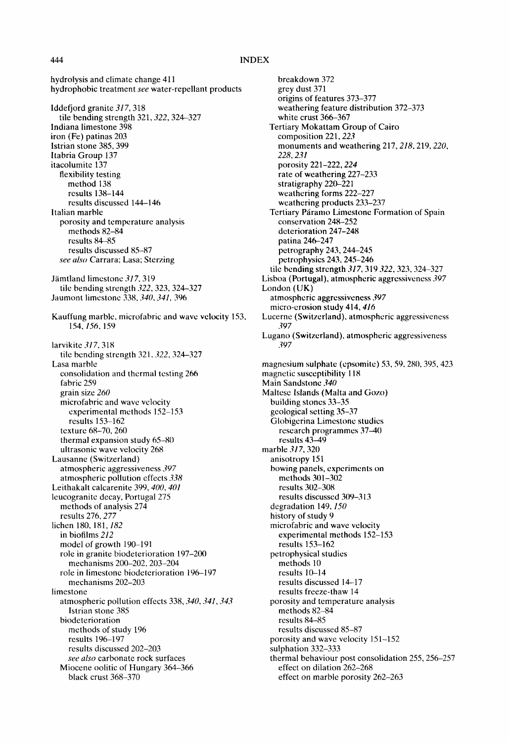# INDEX

hydrolysis and climate change 411
hydrophobic treatment *see* water-repellant products

Iddefjord granite *317*, 318
  tile bending strength 321, *322*, 324–327
Indiana limestone 398
iron (Fe) patinas 203
Istrian stone 385, 399
Itabria Group 137
itacolumite 137
  flexibility testing
    method 138
    results 138–144
    results discussed 144–146
Italian marble
  porosity and temperature analysis
    methods 82–84
    results 84–85
    results discussed 85–87
  *see also* Carrara; Lasa; Sterzing

Jämtland limestone *317*, 319
  tile bending strength *322*, 323, 324–327
Jaumont limestone 338, *340*, *341*, 396

Kauffung marble, microfabric and wave velocity 153, 154, *156*, 159

larvikite *317*, 318
  tile bending strength 321, *322*, 324–327
Lasa marble
  consolidation and thermal testing 266
  fabric 259
  grain size *260*
  microfabric and wave velocity
    experimental methods 152–153
    results 153–162
  texture 68–70, 260
  thermal expansion study 65–80
  ultrasonic wave velocity 268
Lausanne (Switzerland)
  atmospheric aggressiveness *397*
  atmospheric pollution effects *338*
Leithakalt calcarenite 399, *400*, *401*
leucogranite decay, Portugal 275
  methods of analysis 274
  results 276, *277*
lichen 180, 181, *182*
  in biofilms *212*
  model of growth 190–191
  role in granite biodeterioration 197–200
    mechanisms 200–202, 203–204
  role in limestone biodeterioration 196–197
    mechanisms 202–203
limestone
  atmospheric pollution effects 338, *340*, *341*, *343*
  Istrian stone 385
  biodeterioration
    methods of study 196
    results 196–197
    results discussed 202–203
    *see also* carbonate rock surfaces
  Miocene oolitic of Hungary 364–366
    black crust 368–370
    breakdown 372
    grey dust 371
    origins of features 373–377
    weathering feature distribution 372–373
    white crust 366–367
  Tertiary Mokattam Group of Cairo
    composition 221, *223*
    monuments and weathering 217, *218*, 219, *220*, *228*, *231*
    porosity 221–222, *224*
    rate of weathering 227–233
    stratigraphy 220–221
    weathering forms 222–227
    weathering products 233–237
  Tertiary Páramo Limestone Formation of Spain
    conservation 248–252
    deterioration 247–248
    patina 246–247
    petrography 243, 244–245
    petrophysics 243, 245–246
  tile bending strength *317*, 319 *322*, 323, 324–327
Lisboa (Portugal), atmospheric aggressiveness *397*
London (UK)
  atmospheric aggressiveness *397*
  micro-erosion study 414, *416*
Lucerne (Switzerland), atmospheric aggressiveness *397*
Lugano (Switzerland), atmospheric aggressiveness *397*

magnesium sulphate (epsomite) 53, 59, 280, 395, 423
magnetic susceptibility 118
Main Sandstone *340*
Maltese Islands (Malta and Gozo)
  building stones 33–35
  geological setting 35–37
  Globigerina Limestone studies
    research programmes 37–40
    results 43–49
marble *317*, 320
  anisotropy 151
  bowing panels, experiments on
    methods 301–302
    results 302–308
    results discussed 309–313
  degradation 149, *150*
  history of study 9
  microfabric and wave velocity
    experimental methods 152–153
    results 153–162
  petrophysical studies
    methods 10
    results 10–14
    results discussed 14–17
    results freeze-thaw 14
  porosity and temperature analysis
    methods 82–84
    results 84–85
    results discussed 85–87
  porosity and wave velocity 151–152
  sulphation 332–333
  thermal behaviour post consolidation 255, 256–257
    effect on dilation 262–268
    effect on marble porosity 262–263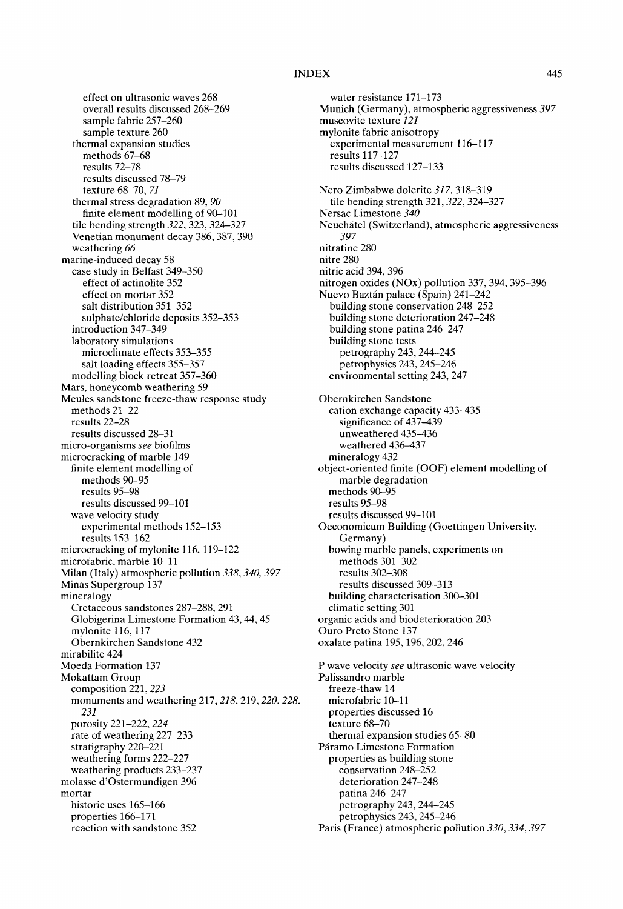effect on ultrasonic waves 268
      overall results discussed 268–269
      sample fabric 257–260
      sample texture 260
   thermal expansion studies
      methods 67–68
      results 72–78
      results discussed 78–79
      texture 68–70, *71*
   thermal stress degradation 89, *90*
      finite element modelling of 90–101
   tile bending strength *322*, 323, 324–327
   Venetian monument decay 386, 387, 390
   weathering *66*
marine-induced decay 58
   case study in Belfast 349–350
      effect of actinolite 352
      effect on mortar 352
      salt distribution 351–352
      sulphate/chloride deposits 352–353
   introduction 347–349
   laboratory simulations
      microclimate effects 353–355
      salt loading effects 355–357
   modelling block retreat 357–360
Mars, honeycomb weathering 59
Meules sandstone freeze-thaw response study
   methods 21–22
   results 22–28
   results discussed 28–31
micro-organisms *see* biofilms
microcracking of marble 149
   finite element modelling of
      methods 90–95
      results 95–98
      results discussed 99–101
   wave velocity study
      experimental methods 152–153
      results 153–162
microcracking of mylonite 116, 119–122
microfabric, marble 10–11
Milan (Italy) atmospheric pollution *338*, *340*, *397*
Minas Supergroup 137
mineralogy
   Cretaceous sandstones 287–288, 291
   Globigerina Limestone Formation 43, 44, 45
   mylonite 116, 117
   Obernkirchen Sandstone 432
mirabilite 424
Moeda Formation 137
Mokattam Group
   composition 221, *223*
   monuments and weathering 217, *218*, 219, *220*, *228*, *231*
   porosity 221–222, *224*
   rate of weathering 227–233
   stratigraphy 220–221
   weathering forms 222–227
   weathering products 233–237
molasse d'Ostermundigen 396
mortar
   historic uses 165–166
   properties 166–171
   reaction with sandstone 352
   water resistance 171–173
Munich (Germany), atmospheric aggressiveness *397*
muscovite texture *121*
mylonite fabric anisotropy
   experimental measurement 116–117
   results 117–127
   results discussed 127–133

Nero Zimbabwe dolerite *317*, 318–319
   tile bending strength 321, *322*, 324–327
Nersac Limestone *340*
Neuchâtel (Switzerland), atmospheric aggressiveness *397*
nitratine 280
nitre 280
nitric acid 394, 396
nitrogen oxides (NOx) pollution 337, 394, 395–396
Nuevo Baztán palace (Spain) 241–242
   building stone conservation 248–252
   building stone deterioration 247–248
   building stone patina 246–247
   building stone tests
      petrography 243, 244–245
      petrophysics 243, 245–246
   environmental setting 243, 247

Obernkirchen Sandstone
   cation exchange capacity 433–435
      significance of 437–439
      unweathered 435–436
      weathered 436–437
   mineralogy 432
object-oriented finite (OOF) element modelling of marble degradation
   methods 90–95
   results 95–98
   results discussed 99–101
Oeconomicum Building (Goettingen University, Germany)
   bowing marble panels, experiments on
      methods 301–302
      results 302–308
      results discussed 309–313
   building characterisation 300–301
   climatic setting 301
organic acids and biodeterioration 203
Ouro Preto Stone 137
oxalate patina 195, 196, 202, 246

P wave velocity *see* ultrasonic wave velocity
Palissandro marble
   freeze-thaw 14
   microfabric 10–11
   properties discussed 16
   texture 68–70
   thermal expansion studies 65–80
Páramo Limestone Formation
   properties as building stone
      conservation 248–252
      deterioration 247–248
      patina 246–247
      petrography 243, 244–245
      petrophysics 243, 245–246
Paris (France) atmospheric pollution *330*, *334*, *397*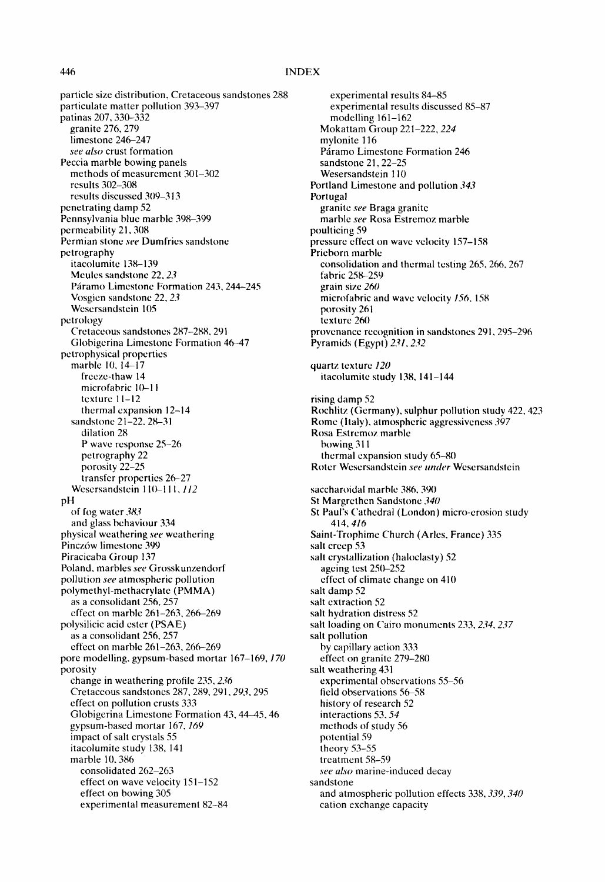particle size distribution, Cretaceous sandstones 288
particulate matter pollution 393–397
patinas 207, 330–332
  granite 276, 279
  limestone 246–247
  *see also* crust formation
Peccia marble bowing panels
  methods of measurement 301–302
  results 302–308
  results discussed 309–313
penetrating damp 52
Pennsylvania blue marble 398–399
permeability 21, 308
Permian stone *see* Dumfries sandstone
petrography
  itacolumite 138–139
  Meules sandstone 22, *23*
  Páramo Limestone Formation 243, 244–245
  Vosgien sandstone 22, *23*
  Wesersandstein 105
petrology
  Cretaceous sandstones 287–288, 291
  Globigerina Limestone Formation 46–47
petrophysical properties
  marble 10, 14–17
    freeze-thaw 14
    microfabric 10–11
    texture 11–12
    thermal expansion 12–14
  sandstone 21–22, 28–31
    dilation 28
    P wave response 25–26
    petrography 22
    porosity 22–25
    transfer properties 26–27
  Wesersandstein 110–111, *112*
pH
  of fog water *383*
  and glass behaviour 334
physical weathering *see* weathering
Pinczów limestone 399
Piracicaba Group 137
Poland, marbles *see* Grosskunzendorf
pollution *see* atmospheric pollution
polymethyl-methacrylate (PMMA)
  as a consolidant 256, 257
  effect on marble 261–263, 266–269
polysilicic acid ester (PSAE)
  as a consolidant 256, 257
  effect on marble 261–263, 266–269
pore modelling, gypsum-based mortar 167–169, *170*
porosity
  change in weathering profile 235, *236*
  Cretaceous sandstones 287, 289, 291, *293*, 295
  effect on pollution crusts 333
  Globigerina Limestone Formation 43, 44–45, 46
  gypsum-based mortar 167, *169*
  impact of salt crystals 55
  itacolumite study 138, 141
  marble 10, 386
    consolidated 262–263
    effect on wave velocity 151–152
    effect on bowing 305
    experimental measurement 82–84
    experimental results 84–85
    experimental results discussed 85–87
    modelling 161–162
  Mokattam Group 221–222, *224*
  mylonite 116
  Páramo Limestone Formation 246
  sandstone 21, 22–25
  Wesersandstein 110
Portland Limestone and pollution *343*
Portugal
  granite *see* Braga granite
  marble *see* Rosa Estremoz marble
poulticing 59
pressure effect on wave velocity 157–158
Prieborn marble
  consolidation and thermal testing 265, 266, 267
  fabric 258–259
  grain size *260*
  microfabric and wave velocity *156*, 158
  porosity 261
  texture 260
provenance recognition in sandstones 291, 295–296
Pyramids (Egypt) *231*, *232*

quartz texture *120*
  itacolumite study 138, 141–144

rising damp 52
Rochlitz (Germany), sulphur pollution study 422, 423
Rome (Italy), atmospheric aggressiveness *397*
Rosa Estremoz marble
  bowing 311
  thermal expansion study 65–80
Roter Wesersandstein *see under* Wesersandstein

saccharoidal marble 386, 390
St Margrethen Sandstone *340*
St Paul's Cathedral (London) micro-erosion study 414, *416*
Saint-Trophime Church (Arles, France) 335
salt creep 53
salt crystallization (haloclasty) 52
  ageing test 250–252
  effect of climate change on 410
salt damp 52
salt extraction 52
salt hydration distress 52
salt loading on Cairo monuments 233, *234*, *237*
salt pollution
  by capillary action 333
  effect on granite 279–280
salt weathering 431
  experimental observations 55–56
  field observations 56–58
  history of research 52
  interactions 53, *54*
  methods of study 56
  potential 59
  theory 53–55
  treatment 58–59
  *see also* marine-induced decay
sandstone
  and atmospheric pollution effects 338, *339*, *340*
  cation exchange capacity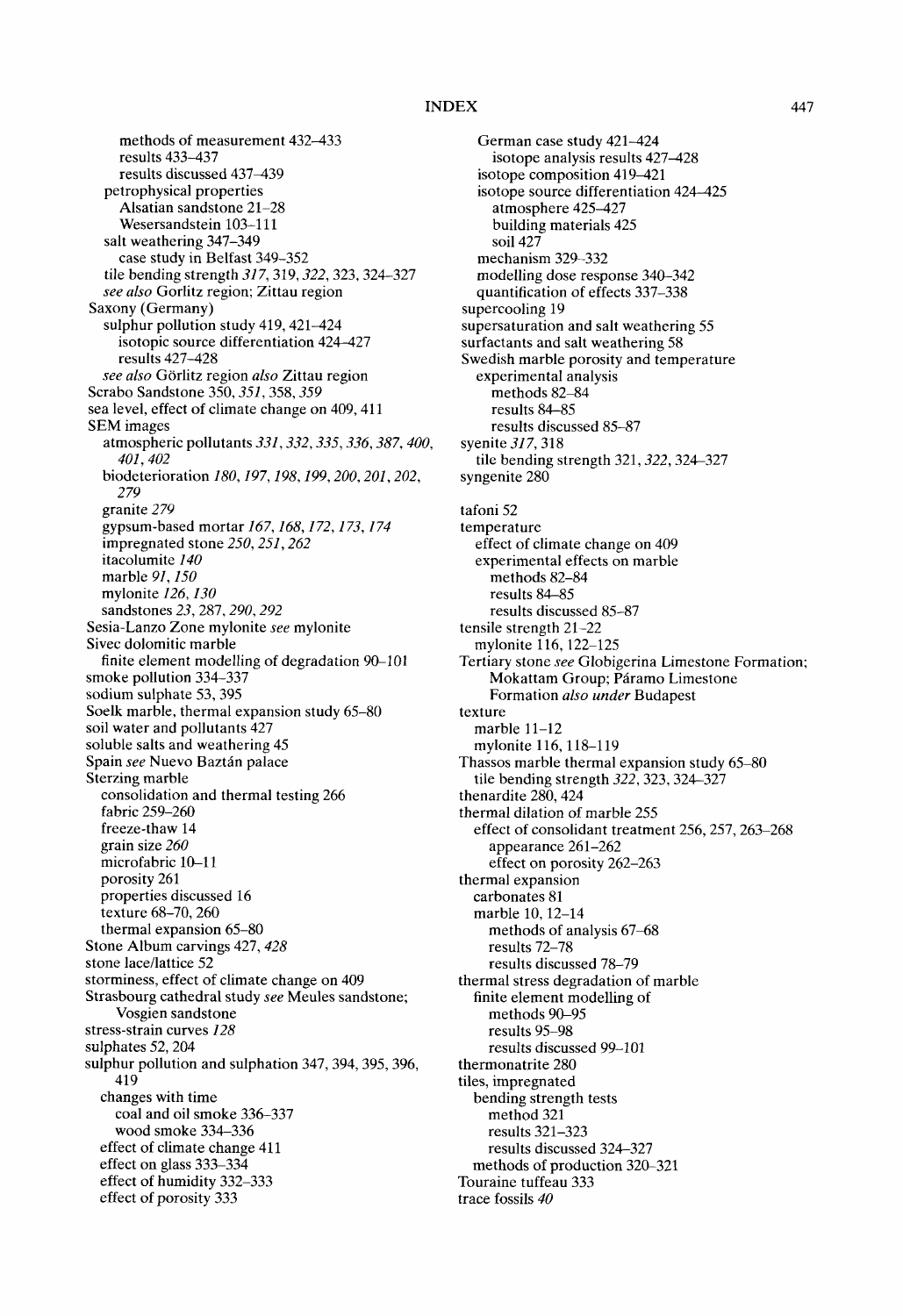methods of measurement 432–433
results 433–437
results discussed 437–439
petrophysical properties
Alsatian sandstone 21–28
Wesersandstein 103–111
salt weathering 347–349
case study in Belfast 349–352
tile bending strength *317*, 319, *322*, 323, 324–327
*see also* Gorlitz region; Zittau region
Saxony (Germany)
sulphur pollution study 419, 421–424
isotopic source differentiation 424–427
results 427–428
*see also* Görlitz region *also* Zittau region
Scrabo Sandstone 350, *351*, 358, *359*
sea level, effect of climate change on 409, 411
SEM images
atmospheric pollutants *331*, *332*, *335*, *336*, *387*, *400*, *401*, *402*
biodeterioration *180*, *197*, *198*, *199*, *200*, *201*, *202*, *279*
granite *279*
gypsum-based mortar *167*, *168*, *172*, *173*, *174*
impregnated stone *250*, *251*, *262*
itacolumite *140*
marble *91*, *150*
mylonite *126*, *130*
sandstones *23*, 287, *290*, *292*
Sesia-Lanzo Zone mylonite *see* mylonite
Sivec dolomitic marble
finite element modelling of degradation 90–101
smoke pollution 334–337
sodium sulphate 53, 395
Soelk marble, thermal expansion study 65–80
soil water and pollutants 427
soluble salts and weathering 45
Spain *see* Nuevo Baztán palace
Sterzing marble
consolidation and thermal testing 266
fabric 259–260
freeze-thaw 14
grain size *260*
microfabric 10–11
porosity 261
properties discussed 16
texture 68–70, 260
thermal expansion 65–80
Stone Album carvings 427, *428*
stone lace/lattice 52
storminess, effect of climate change on 409
Strasbourg cathedral study *see* Meules sandstone; Vosgien sandstone
stress-strain curves *128*
sulphates 52, 204
sulphur pollution and sulphation 347, 394, 395, 396, 419
changes with time
coal and oil smoke 336–337
wood smoke 334–336
effect of climate change 411
effect on glass 333–334
effect of humidity 332–333
effect of porosity 333
German case study 421–424
isotope analysis results 427–428
isotope composition 419–421
isotope source differentiation 424–425
atmosphere 425–427
building materials 425
soil 427
mechanism 329–332
modelling dose response 340–342
quantification of effects 337–338
supercooling 19
supersaturation and salt weathering 55
surfactants and salt weathering 58
Swedish marble porosity and temperature
experimental analysis
methods 82–84
results 84–85
results discussed 85–87
syenite *317*, 318
tile bending strength 321, *322*, 324–327
syngenite 280

tafoni 52
temperature
effect of climate change on 409
experimental effects on marble
methods 82–84
results 84–85
results discussed 85–87
tensile strength 21–22
mylonite 116, 122–125
Tertiary stone *see* Globigerina Limestone Formation; Mokattam Group; Páramo Limestone Formation *also under* Budapest
texture
marble 11–12
mylonite 116, 118–119
Thassos marble thermal expansion study 65–80
tile bending strength *322*, 323, 324–327
thenardite 280, 424
thermal dilation of marble 255
effect of consolidant treatment 256, 257, 263–268
appearance 261–262
effect on porosity 262–263
thermal expansion
carbonates 81
marble 10, 12–14
methods of analysis 67–68
results 72–78
results discussed 78–79
thermal stress degradation of marble
finite element modelling of
methods 90–95
results 95–98
results discussed 99–101
thermonatrite 280
tiles, impregnated
bending strength tests
method 321
results 321–323
results discussed 324–327
methods of production 320–321
Touraine tuffeau 333
trace fossils *40*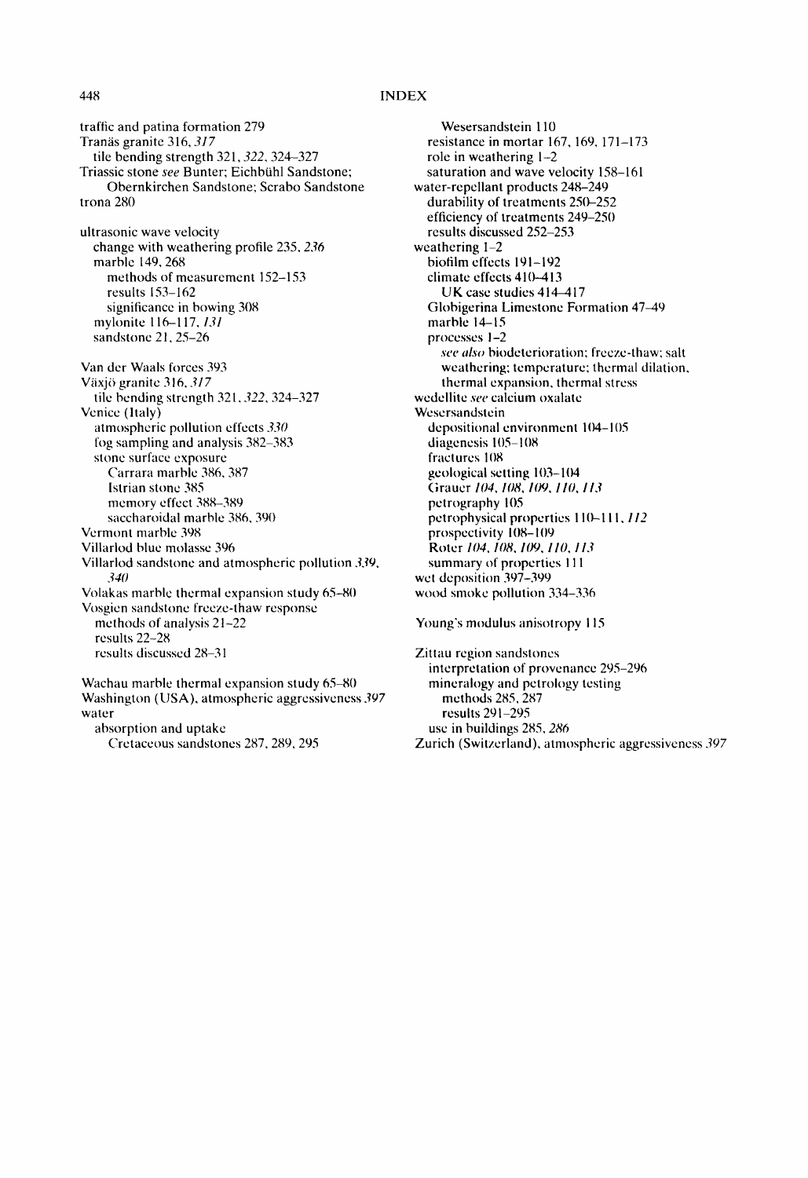# INDEX

traffic and patina formation 279
Tranäs granite 316, *317*
  tile bending strength 321, *322*, 324–327
Triassic stone *see* Bunter; Eichbühl Sandstone; Obernkirchen Sandstone; Scrabo Sandstone
trona 280

ultrasonic wave velocity
  change with weathering profile 235, *236*
  marble 149, 268
    methods of measurement 152–153
    results 153–162
    significance in bowing 308
  mylonite 116–117, *131*
  sandstone 21, 25–26

Van der Waals forces 393
Växjö granite 316, *317*
  tile bending strength 321, *322*, 324–327
Venice (Italy)
  atmospheric pollution effects *330*
  fog sampling and analysis 382–383
  stone surface exposure
    Carrara marble 386, 387
    Istrian stone 385
    memory effect 388–389
    saccharoidal marble 386, 390
Vermont marble 398
Villarlod blue molasse 396
Villarlod sandstone and atmospheric pollution *339*, *340*
Volakas marble thermal expansion study 65–80
Vosgien sandstone freeze-thaw response
  methods of analysis 21–22
  results 22–28
  results discussed 28–31

Wachau marble thermal expansion study 65–80
Washington (USA), atmospheric aggressiveness *397*
water
  absorption and uptake
    Cretaceous sandstones 287, 289, 295
    Wesersandstein 110
  resistance in mortar 167, 169, 171–173
  role in weathering 1–2
  saturation and wave velocity 158–161
water-repellant products 248–249
  durability of treatments 250–252
  efficiency of treatments 249–250
  results discussed 252–253
weathering 1–2
  biofilm effects 191–192
  climate effects 410–413
    UK case studies 414–417
  Globigerina Limestone Formation 47–49
  marble 14–15
  processes 1–2
    *see also* biodeterioration; freeze-thaw; salt weathering; temperature; thermal dilation, thermal expansion, thermal stress
wedellite *see* calcium oxalate
Wesersandstein
  depositional environment 104–105
  diagenesis 105–108
  fractures 108
  geological setting 103–104
  Grauer *104*, *108*, *109*, *110*, *113*
  petrography 105
  petrophysical properties 110–111, *112*
  prospectivity 108–109
  Roter *104*, *108*, *109*, *110*, *113*
  summary of properties 111
wet deposition 397–399
wood smoke pollution 334–336

Young's modulus anisotropy 115

Zittau region sandstones
  interpretation of provenance 295–296
  mineralogy and petrology testing
    methods 285, 287
    results 291–295
  use in buildings 285, *286*
Zurich (Switzerland), atmospheric aggressiveness *397*